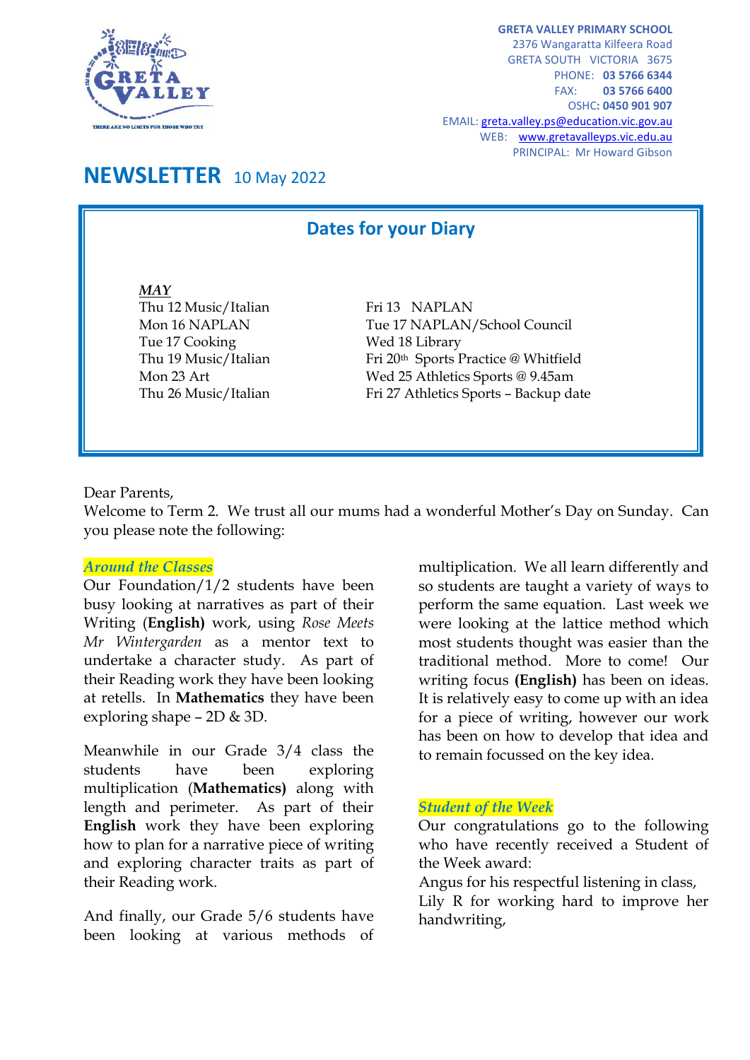**GREETA VALLEY PRIMARY SCHOOL**
2376 Wangaratta Kilfeera Road
GRETA SOUTH VICTORIA 3675
PHONE: **03 5766 6344**
FAX: **03 5766 6400**
OSHC: **0450 901 907**
EMAIL: greta.valley.ps@education.vic.gov.au
WEB: www.gretavalleyps.vic.edu.au
PRINCIPAL: Mr Howard Gibson

# NEWSLETTER 10 May 2022

## Dates for your Diary

***MAY***

Thu 12 Music/Italian
Mon 16 NAPLAN
Tue 17 Cooking
Thu 19 Music/Italian
Mon 23 Art
Thu 26 Music/Italian

Fri 13 NAPLAN
Tue 17 NAPLAN/School Council
Wed 18 Library
Fri 20th Sports Practice @ Whitfield
Wed 25 Athletics Sports @ 9.45am
Fri 27 Athletics Sports – Backup date

Dear Parents,
Welcome to Term 2. We trust all our mums had a wonderful Mother's Day on Sunday. Can you please note the following:

***Around the Classes***
Our Foundation/1/2 students have been busy looking at narratives as part of their Writing (**English)** work, using *Rose Meets Mr Wintergarden* as a mentor text to undertake a character study. As part of their Reading work they have been looking at retells. In **Mathematics** they have been exploring shape – 2D & 3D.

Meanwhile in our Grade 3/4 class the students have been exploring multiplication (**Mathematics)** along with length and perimeter. As part of their **English** work they have been exploring how to plan for a narrative piece of writing and exploring character traits as part of their Reading work.

And finally, our Grade 5/6 students have been looking at various methods of multiplication. We all learn differently and so students are taught a variety of ways to perform the same equation. Last week we were looking at the lattice method which most students thought was easier than the traditional method. More to come! Our writing focus **(English)** has been on ideas. It is relatively easy to come up with an idea for a piece of writing, however our work has been on how to develop that idea and to remain focussed on the key idea.

***Student of the Week***
Our congratulations go to the following who have recently received a Student of the Week award:
Angus for his respectful listening in class,
Lily R for working hard to improve her handwriting,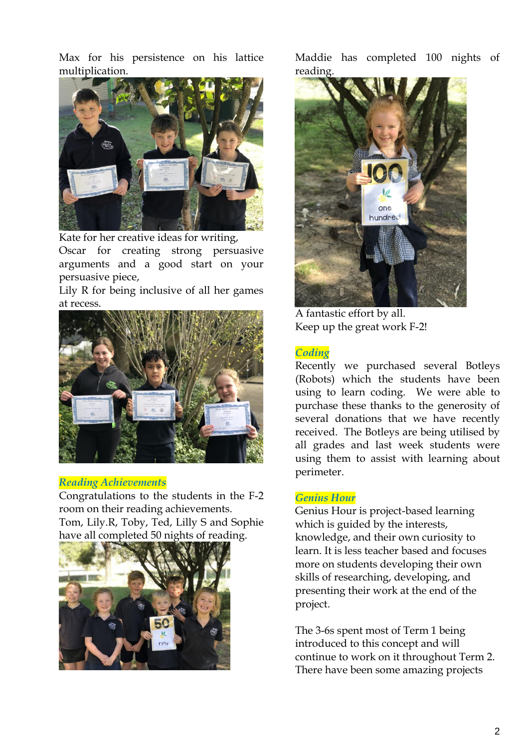Max for his persistence on his lattice multiplication.

Kate for her creative ideas for writing,
Oscar for creating strong persuasive arguments and a good start on your persuasive piece,
Lily R for being inclusive of all her games at recess.

### *Reading Achievements*

Congratulations to the students in the F-2 room on their reading achievements.
Tom, Lily.R, Toby, Ted, Lilly S and Sophie have all completed 50 nights of reading.

Maddie has completed 100 nights of reading.

A fantastic effort by all.
Keep up the great work F-2!

### *Coding*

Recently we purchased several Botleys (Robots) which the students have been using to learn coding. We were able to purchase these thanks to the generosity of several donations that we have recently received. The Botleys are being utilised by all grades and last week students were using them to assist with learning about perimeter.

### *Genius Hour*

Genius Hour is project-based learning which is guided by the interests, knowledge, and their own curiosity to learn. It is less teacher based and focuses more on students developing their own skills of researching, developing, and presenting their work at the end of the project.

The 3-6s spent most of Term 1 being introduced to this concept and will continue to work on it throughout Term 2. There have been some amazing projects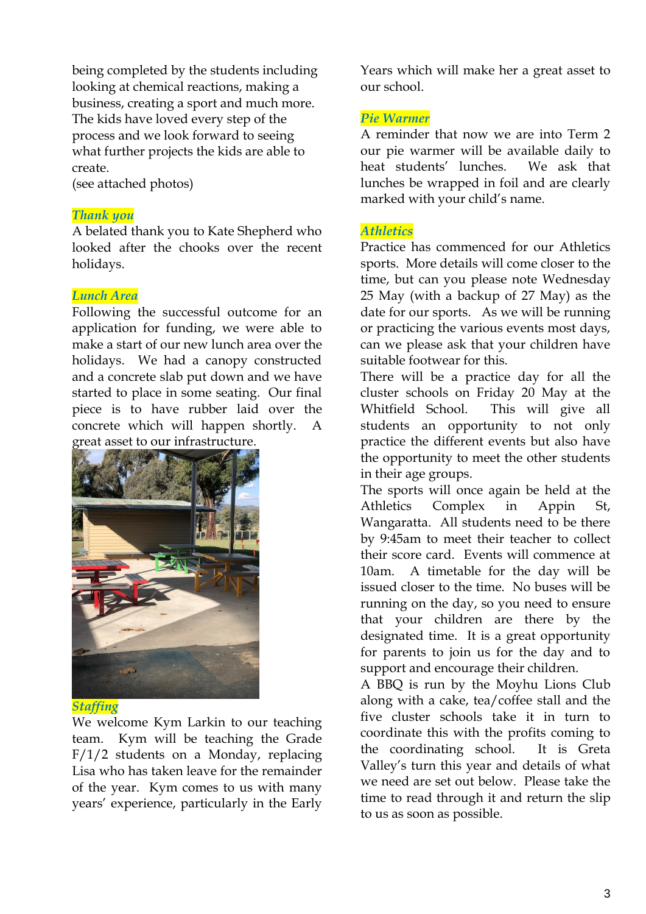being completed by the students including looking at chemical reactions, making a business, creating a sport and much more. The kids have loved every step of the process and we look forward to seeing what further projects the kids are able to create.
(see attached photos)

### *Thank you*

A belated thank you to Kate Shepherd who looked after the chooks over the recent holidays.

### *Lunch Area*

Following the successful outcome for an application for funding, we were able to make a start of our new lunch area over the holidays. We had a canopy constructed and a concrete slab put down and we have started to place in some seating. Our final piece is to have rubber laid over the concrete which will happen shortly. A great asset to our infrastructure.

### *Staffing*

We welcome Kym Larkin to our teaching team. Kym will be teaching the Grade F/1/2 students on a Monday, replacing Lisa who has taken leave for the remainder of the year. Kym comes to us with many years' experience, particularly in the Early Years which will make her a great asset to our school.

### *Pie Warmer*

A reminder that now we are into Term 2 our pie warmer will be available daily to heat students' lunches. We ask that lunches be wrapped in foil and are clearly marked with your child's name.

### *Athletics*

Practice has commenced for our Athletics sports. More details will come closer to the time, but can you please note Wednesday 25 May (with a backup of 27 May) as the date for our sports. As we will be running or practicing the various events most days, can we please ask that your children have suitable footwear for this.

There will be a practice day for all the cluster schools on Friday 20 May at the Whitfield School. This will give all students an opportunity to not only practice the different events but also have the opportunity to meet the other students in their age groups.

The sports will once again be held at the Athletics Complex in Appin St, Wangaratta. All students need to be there by 9:45am to meet their teacher to collect their score card. Events will commence at 10am. A timetable for the day will be issued closer to the time. No buses will be running on the day, so you need to ensure that your children are there by the designated time. It is a great opportunity for parents to join us for the day and to support and encourage their children.

A BBQ is run by the Moyhu Lions Club along with a cake, tea/coffee stall and the five cluster schools take it in turn to coordinate this with the profits coming to the coordinating school. It is Greta Valley's turn this year and details of what we need are set out below. Please take the time to read through it and return the slip to us as soon as possible.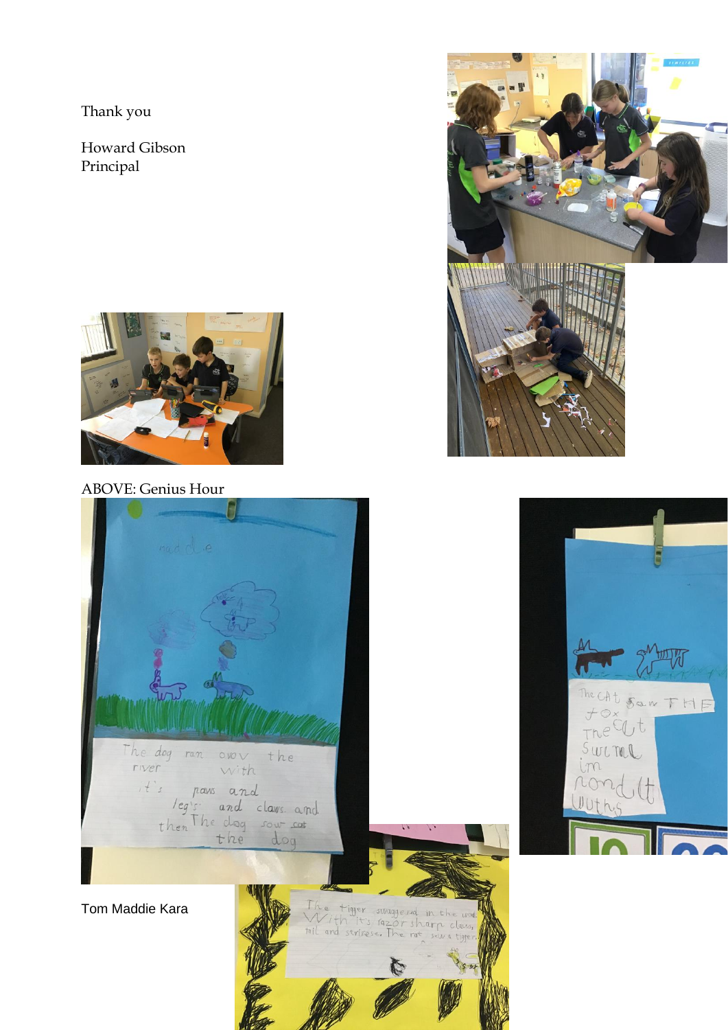Thank you

Howard Gibson
Principal

ABOVE: Genius Hour

Tom Maddie Kara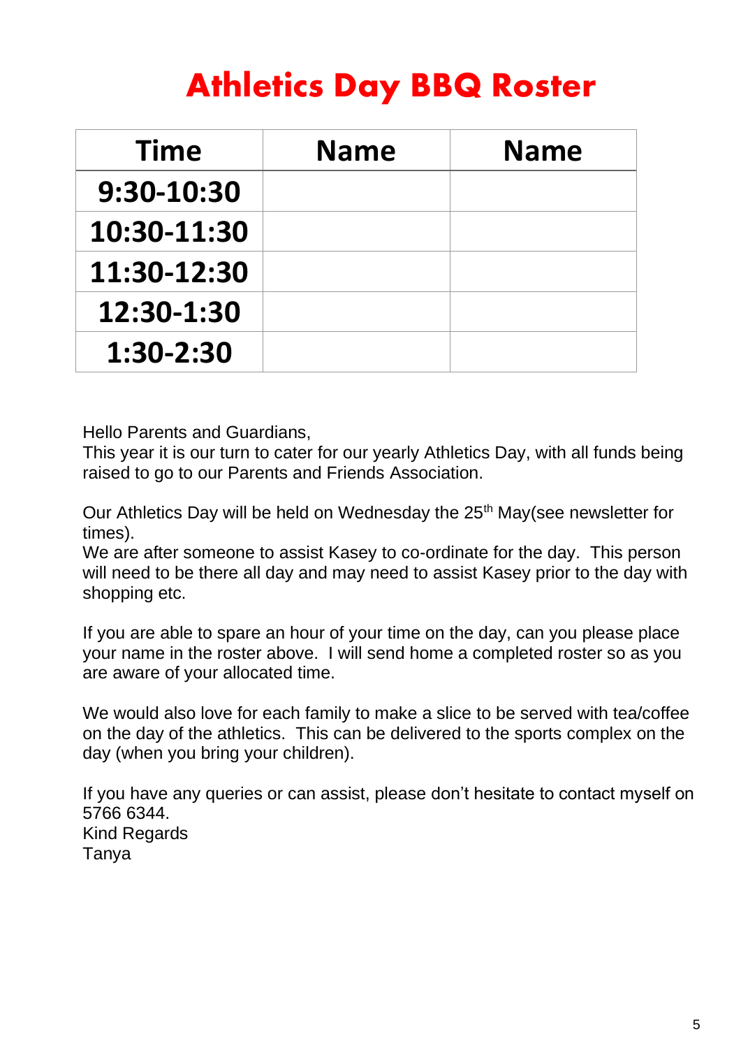# Athletics Day BBQ Roster

| Time | Name | Name |
|---|---|---|
| 9:30-10:30 | | |
| 10:30-11:30 | | |
| 11:30-12:30 | | |
| 12:30-1:30 | | |
| 1:30-2:30 | | |

Hello Parents and Guardians,
This year it is our turn to cater for our yearly Athletics Day, with all funds being raised to go to our Parents and Friends Association.

Our Athletics Day will be held on Wednesday the 25th May(see newsletter for times).
We are after someone to assist Kasey to co-ordinate for the day. This person will need to be there all day and may need to assist Kasey prior to the day with shopping etc.

If you are able to spare an hour of your time on the day, can you please place your name in the roster above. I will send home a completed roster so as you are aware of your allocated time.

We would also love for each family to make a slice to be served with tea/coffee on the day of the athletics. This can be delivered to the sports complex on the day (when you bring your children).

If you have any queries or can assist, please don't hesitate to contact myself on 5766 6344.
Kind Regards
Tanya